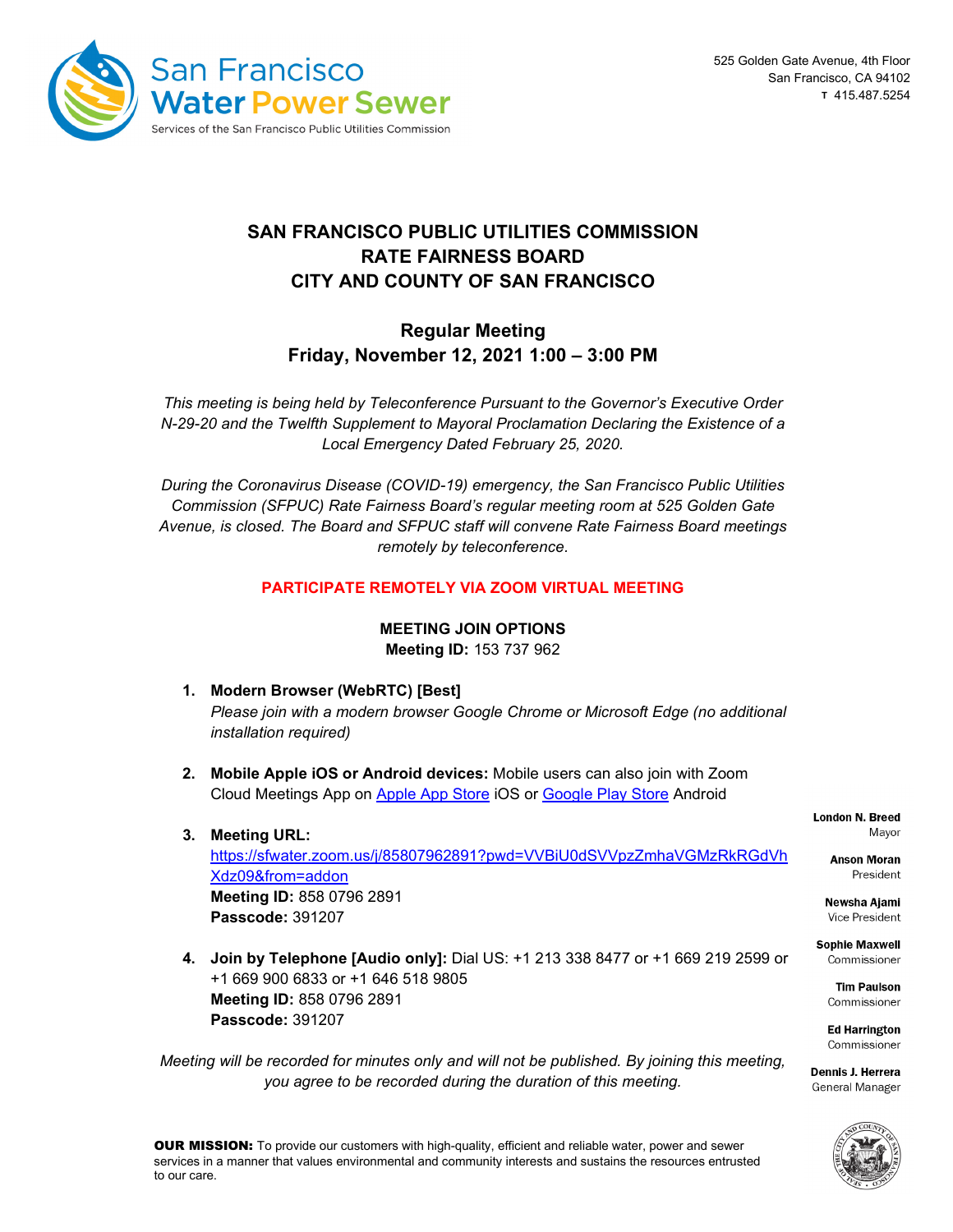San Francisco Water Power Sewer
Services of the San Francisco Public Utilities Commission

525 Golden Gate Avenue, 4th Floor
San Francisco, CA 94102
T 415.487.5254

# SAN FRANCISCO PUBLIC UTILITIES COMMISSION
# RATE FAIRNESS BOARD
# CITY AND COUNTY OF SAN FRANCISCO

## Regular Meeting
## Friday, November 12, 2021 1:00 – 3:00 PM

*This meeting is being held by Teleconference Pursuant to the Governor's Executive Order N-29-20 and the Twelfth Supplement to Mayoral Proclamation Declaring the Existence of a Local Emergency Dated February 25, 2020.*

*During the Coronavirus Disease (COVID-19) emergency, the San Francisco Public Utilities Commission (SFPUC) Rate Fairness Board's regular meeting room at 525 Golden Gate Avenue, is closed. The Board and SFPUC staff will convene Rate Fairness Board meetings remotely by teleconference.*

**PARTICIPATE REMOTELY VIA ZOOM VIRTUAL MEETING**

**MEETING JOIN OPTIONS**
**Meeting ID:** 153 737 962

1. **Modern Browser (WebRTC) [Best]**
   *Please join with a modern browser Google Chrome or Microsoft Edge (no additional installation required)*

2. **Mobile Apple iOS or Android devices:** Mobile users can also join with Zoom Cloud Meetings App on Apple App Store iOS or Google Play Store Android

3. **Meeting URL:**
   https://sfwater.zoom.us/j/85807962891?pwd=VVBiU0dSVVpzZmhaVGMzRkRGdVhXdz09&from=addon
   **Meeting ID:** 858 0796 2891
   **Passcode:** 391207

4. **Join by Telephone [Audio only]:** Dial US: +1 213 338 8477 or +1 669 219 2599 or +1 669 900 6833 or +1 646 518 9805
   **Meeting ID:** 858 0796 2891
   **Passcode:** 391207

*Meeting will be recorded for minutes only and will not be published. By joining this meeting, you agree to be recorded during the duration of this meeting.*

**London N. Breed**
Mayor

**Anson Moran**
President

**Newsha Ajami**
Vice President

**Sophie Maxwell**
Commissioner

**Tim Paulson**
Commissioner

**Ed Harrington**
Commissioner

**Dennis J. Herrera**
General Manager

**OUR MISSION:** To provide our customers with high-quality, efficient and reliable water, power and sewer services in a manner that values environmental and community interests and sustains the resources entrusted to our care.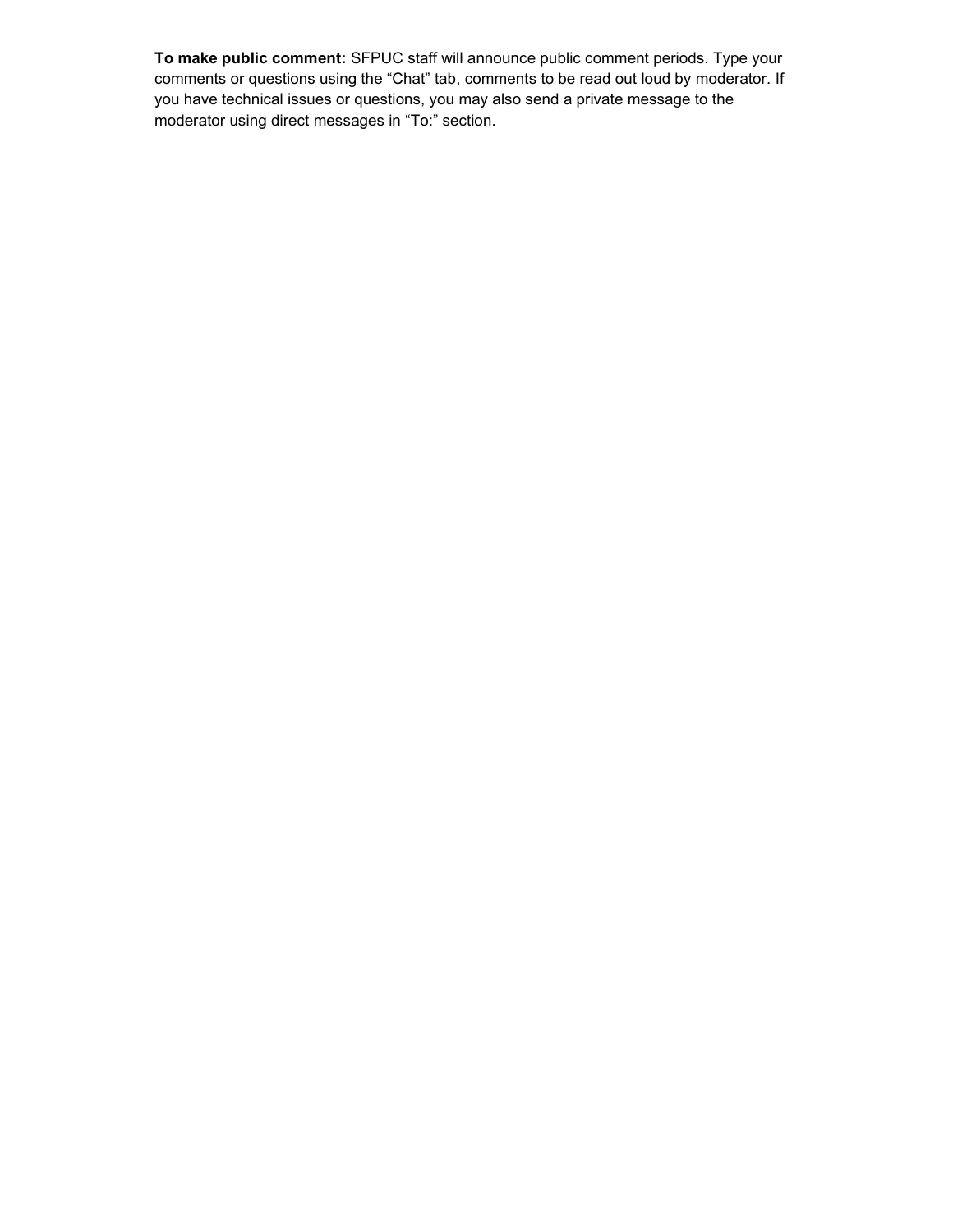**To make public comment:** SFPUC staff will announce public comment periods. Type your comments or questions using the “Chat” tab, comments to be read out loud by moderator. If you have technical issues or questions, you may also send a private message to the moderator using direct messages in “To:” section.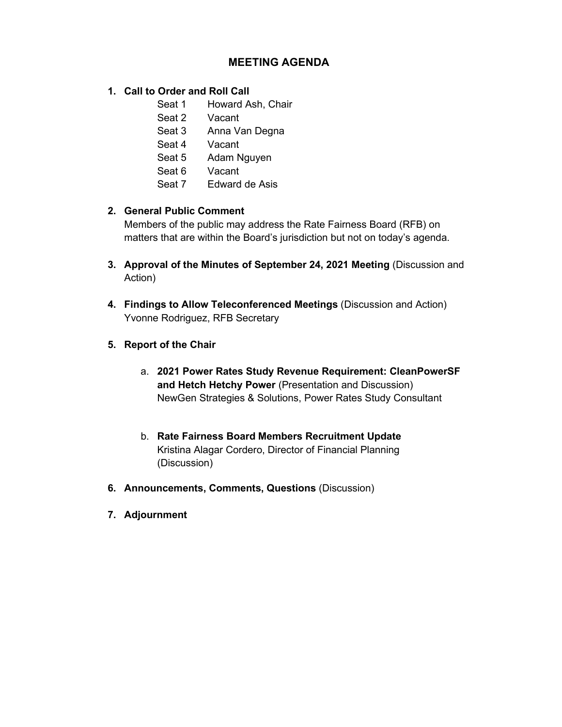# MEETING AGENDA

1. **Call to Order and Roll Call**

   Seat 1 Howard Ash, Chair
   Seat 2 Vacant
   Seat 3 Anna Van Degna
   Seat 4 Vacant
   Seat 5 Adam Nguyen
   Seat 6 Vacant
   Seat 7 Edward de Asis

2. **General Public Comment**
   Members of the public may address the Rate Fairness Board (RFB) on matters that are within the Board's jurisdiction but not on today's agenda.

3. **Approval of the Minutes of September 24, 2021 Meeting** (Discussion and Action)

4. **Findings to Allow Teleconferenced Meetings** (Discussion and Action)
   Yvonne Rodriguez, RFB Secretary

5. **Report of the Chair**

   a. **2021 Power Rates Study Revenue Requirement: CleanPowerSF and Hetch Hetchy Power** (Presentation and Discussion)
   NewGen Strategies & Solutions, Power Rates Study Consultant

   b. **Rate Fairness Board Members Recruitment Update**
   Kristina Alagar Cordero, Director of Financial Planning (Discussion)

6. **Announcements, Comments, Questions** (Discussion)

7. **Adjournment**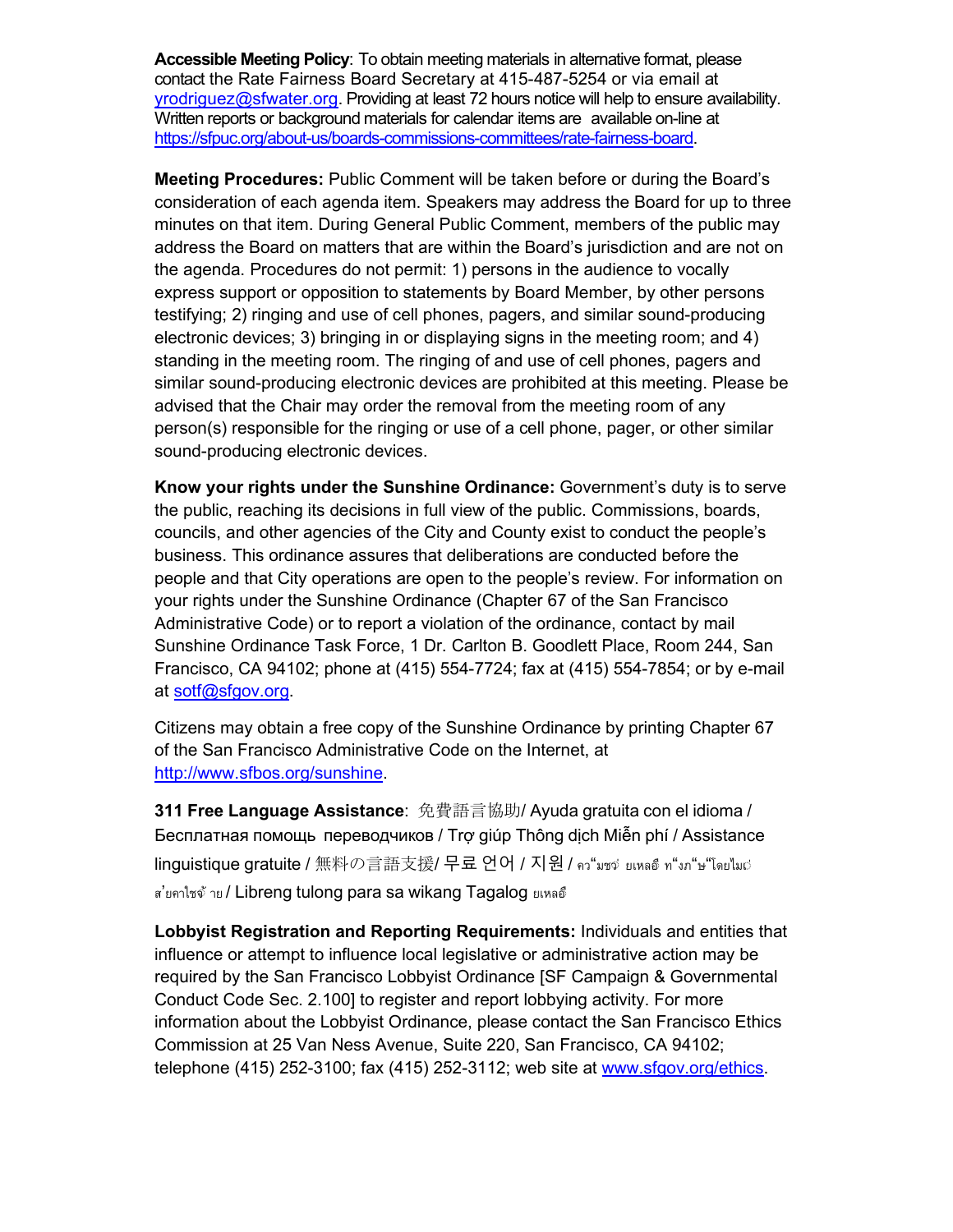**Accessible Meeting Policy**: To obtain meeting materials in alternative format, please contact the Rate Fairness Board Secretary at 415-487-5254 or via email at yrodriguez@sfwater.org. Providing at least 72 hours notice will help to ensure availability. Written reports or background materials for calendar items are available on-line at https://sfpuc.org/about-us/boards-commissions-committees/rate-fairness-board.

**Meeting Procedures:** Public Comment will be taken before or during the Board's consideration of each agenda item. Speakers may address the Board for up to three minutes on that item. During General Public Comment, members of the public may address the Board on matters that are within the Board's jurisdiction and are not on the agenda. Procedures do not permit: 1) persons in the audience to vocally express support or opposition to statements by Board Member, by other persons testifying; 2) ringing and use of cell phones, pagers, and similar sound-producing electronic devices; 3) bringing in or displaying signs in the meeting room; and 4) standing in the meeting room. The ringing of and use of cell phones, pagers and similar sound-producing electronic devices are prohibited at this meeting. Please be advised that the Chair may order the removal from the meeting room of any person(s) responsible for the ringing or use of a cell phone, pager, or other similar sound-producing electronic devices.

**Know your rights under the Sunshine Ordinance:** Government's duty is to serve the public, reaching its decisions in full view of the public. Commissions, boards, councils, and other agencies of the City and County exist to conduct the people's business. This ordinance assures that deliberations are conducted before the people and that City operations are open to the people's review. For information on your rights under the Sunshine Ordinance (Chapter 67 of the San Francisco Administrative Code) or to report a violation of the ordinance, contact by mail Sunshine Ordinance Task Force, 1 Dr. Carlton B. Goodlett Place, Room 244, San Francisco, CA 94102; phone at (415) 554-7724; fax at (415) 554-7854; or by e-mail at sotf@sfgov.org.

Citizens may obtain a free copy of the Sunshine Ordinance by printing Chapter 67 of the San Francisco Administrative Code on the Internet, at http://www.sfbos.org/sunshine.

**311 Free Language Assistance**: 免費語言協助/ Ayuda gratuita con el idioma / Бесплатная помощь переводчиков / Trợ giúp Thông dịch Miễn phí / Assistance linguistique gratuite / 無料の言語支援/ 무료 언어 / 지원 / คว"มชว่ ยเหลอื ท"งภ"ษ"โดยไม่ ส'ยค่าใชจ้ าย / Libreng tulong para sa wikang Tagalog ยเหลอื

**Lobbyist Registration and Reporting Requirements:** Individuals and entities that influence or attempt to influence local legislative or administrative action may be required by the San Francisco Lobbyist Ordinance [SF Campaign & Governmental Conduct Code Sec. 2.100] to register and report lobbying activity. For more information about the Lobbyist Ordinance, please contact the San Francisco Ethics Commission at 25 Van Ness Avenue, Suite 220, San Francisco, CA 94102; telephone (415) 252-3100; fax (415) 252-3112; web site at www.sfgov.org/ethics.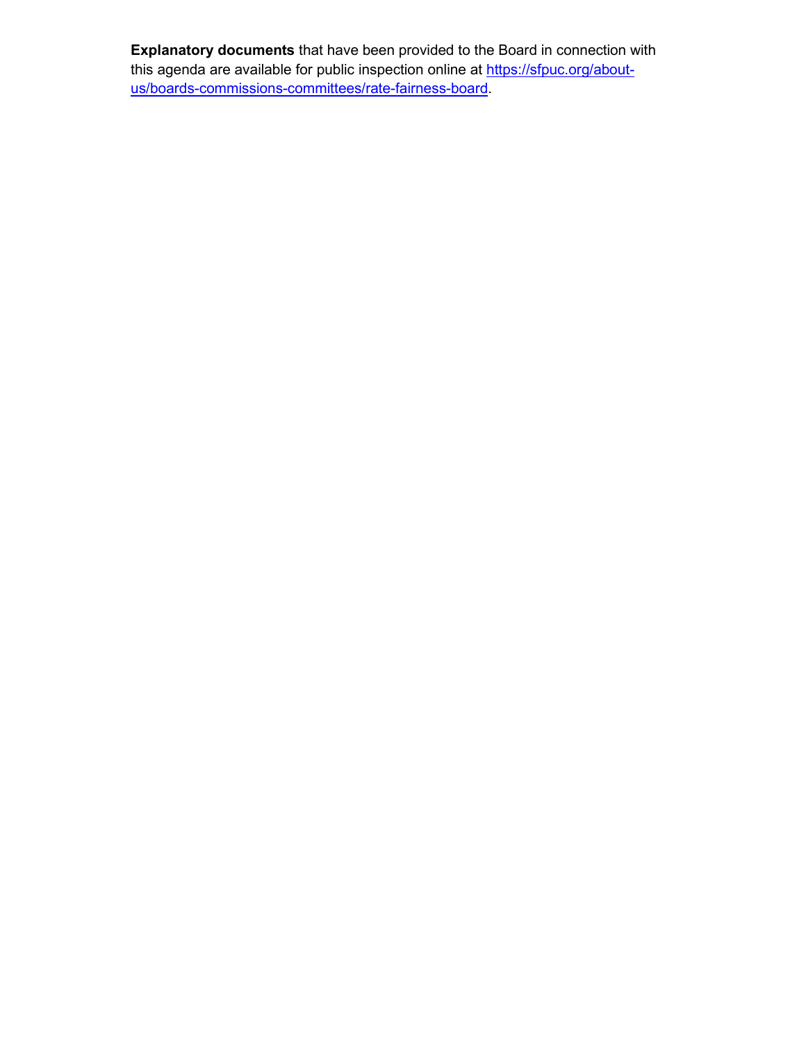**Explanatory documents** that have been provided to the Board in connection with this agenda are available for public inspection online at [https://sfpuc.org/about-us/boards-commissions-committees/rate-fairness-board](https://sfpuc.org/about-us/boards-commissions-committees/rate-fairness-board).